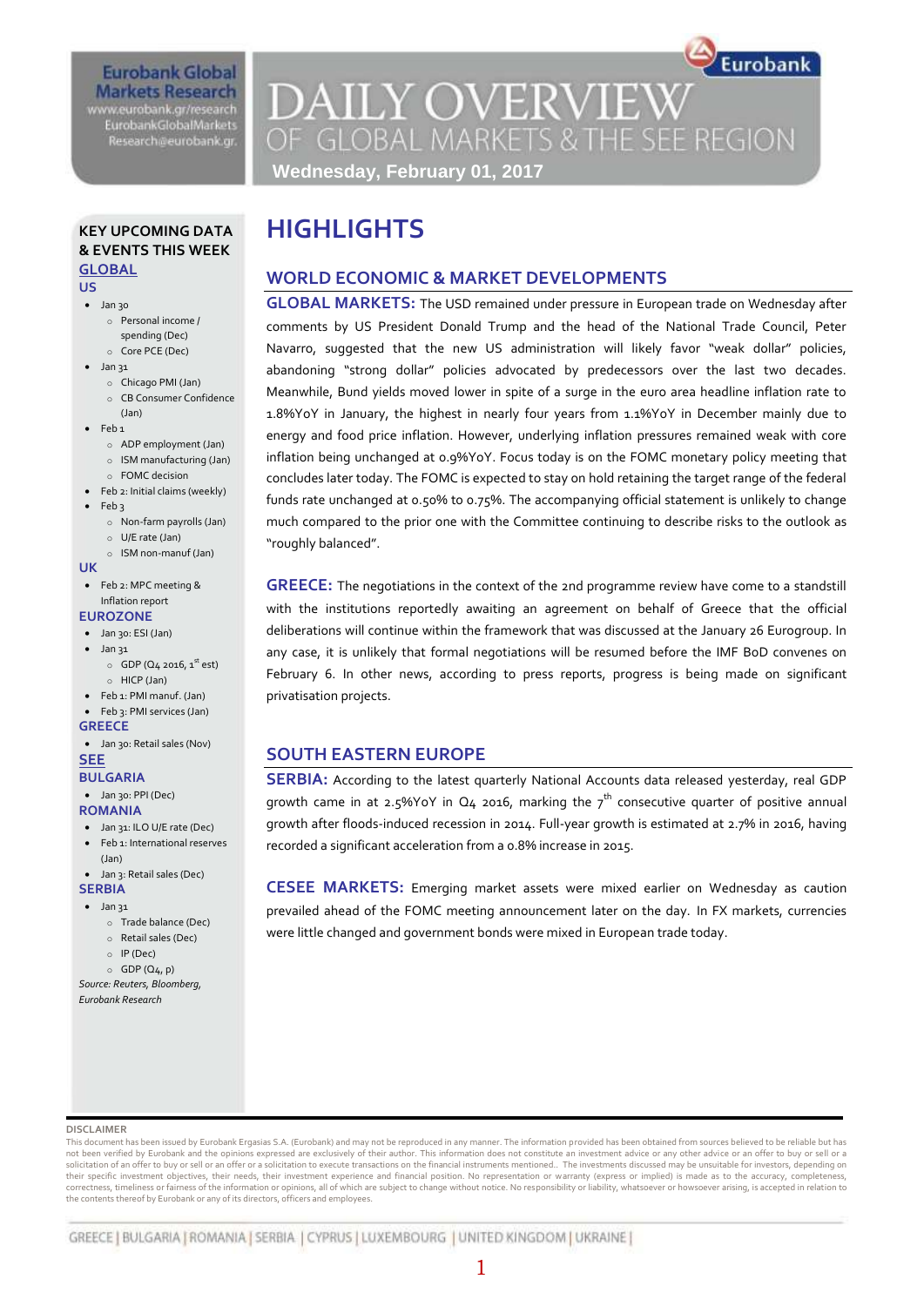Eurobank Global Markets Research
www.eurobank.gr/research
EurobankGlobalMarkets
Research@eurobank.gr

# DAILY OVERVIEW OF GLOBAL MARKETS & THE SEE REGION

**Wednesday, February 01, 2017**

## KEY UPCOMING DATA & EVENTS THIS WEEK

### GLOBAL

**US**

- Jan 30
  - Personal income / spending (Dec)
  - Core PCE (Dec)
- Jan 31
  - Chicago PMI (Jan)
  - CB Consumer Confidence (Jan)
- Feb 1
  - ADP employment (Jan)
  - ISM manufacturing (Jan)
  - FOMC decision
- Feb 2: Initial claims (weekly)
- Feb 3
  - Non-farm payrolls (Jan)
  - U/E rate (Jan)
  - ISM non-manuf (Jan)

**UK**

- Feb 2: MPC meeting & Inflation report

**EUROZONE**

- Jan 30: ESI (Jan)
- Jan 31
  - GDP (Q4 2016, 1st est)
  - HICP (Jan)
- Feb 1: PMI manuf. (Jan)
- Feb 3: PMI services (Jan)

**GREECE**

- Jan 30: Retail sales (Nov)

### SEE

**BULGARIA**

- Jan 30: PPI (Dec)

**ROMANIA**

- Jan 31: ILO U/E rate (Dec)
- Feb 1: International reserves (Jan)
- Jan 3: Retail sales (Dec)

**SERBIA**

- Jan 31
  - Trade balance (Dec)
  - Retail sales (Dec)
  - IP (Dec)
  - GDP (Q4, p)

*Source: Reuters, Bloomberg, Eurobank Research*

# HIGHLIGHTS

## WORLD ECONOMIC & MARKET DEVELOPMENTS

**GLOBAL MARKETS:** The USD remained under pressure in European trade on Wednesday after comments by US President Donald Trump and the head of the National Trade Council, Peter Navarro, suggested that the new US administration will likely favor "weak dollar" policies, abandoning "strong dollar" policies advocated by predecessors over the last two decades. Meanwhile, Bund yields moved lower in spite of a surge in the euro area headline inflation rate to 1.8%YoY in January, the highest in nearly four years from 1.1%YoY in December mainly due to energy and food price inflation. However, underlying inflation pressures remained weak with core inflation being unchanged at 0.9%YoY. Focus today is on the FOMC monetary policy meeting that concludes later today. The FOMC is expected to stay on hold retaining the target range of the federal funds rate unchanged at 0.50% to 0.75%. The accompanying official statement is unlikely to change much compared to the prior one with the Committee continuing to describe risks to the outlook as "roughly balanced".

**GREECE:** The negotiations in the context of the 2nd programme review have come to a standstill with the institutions reportedly awaiting an agreement on behalf of Greece that the official deliberations will continue within the framework that was discussed at the January 26 Eurogroup. In any case, it is unlikely that formal negotiations will be resumed before the IMF BoD convenes on February 6. In other news, according to press reports, progress is being made on significant privatisation projects.

## SOUTH EASTERN EUROPE

**SERBIA:** According to the latest quarterly National Accounts data released yesterday, real GDP growth came in at 2.5%YoY in Q4 2016, marking the 7th consecutive quarter of positive annual growth after floods-induced recession in 2014. Full-year growth is estimated at 2.7% in 2016, having recorded a significant acceleration from a 0.8% increase in 2015.

**CESEE MARKETS:** Emerging market assets were mixed earlier on Wednesday as caution prevailed ahead of the FOMC meeting announcement later on the day. In FX markets, currencies were little changed and government bonds were mixed in European trade today.

DISCLAIMER

This document has been issued by Eurobank Ergasias S.A. (Eurobank) and may not be reproduced in any manner. The information provided has been obtained from sources believed to be reliable but has not been verified by Eurobank and the opinions expressed are exclusively of their author. This information does not constitute an investment advice or any other advice or an offer to buy or sell or a solicitation of an offer to buy or sell or an offer or a solicitation to execute transactions on the financial instruments mentioned.. The investments discussed may be unsuitable for investors, depending on their specific investment objectives, their needs, their investment experience and financial position. No representation or warranty (express or implied) is made as to the accuracy, completeness, correctness, timeliness or fairness of the information or opinions, all of which are subject to change without notice. No responsibility or liability, whatsoever or howsoever arising, is accepted in relation to the contents thereof by Eurobank or any of its directors, officers and employees.

GREECE | BULGARIA | ROMANIA | SERBIA | CYPRUS | LUXEMBOURG | UNITED KINGDOM | UKRAINE |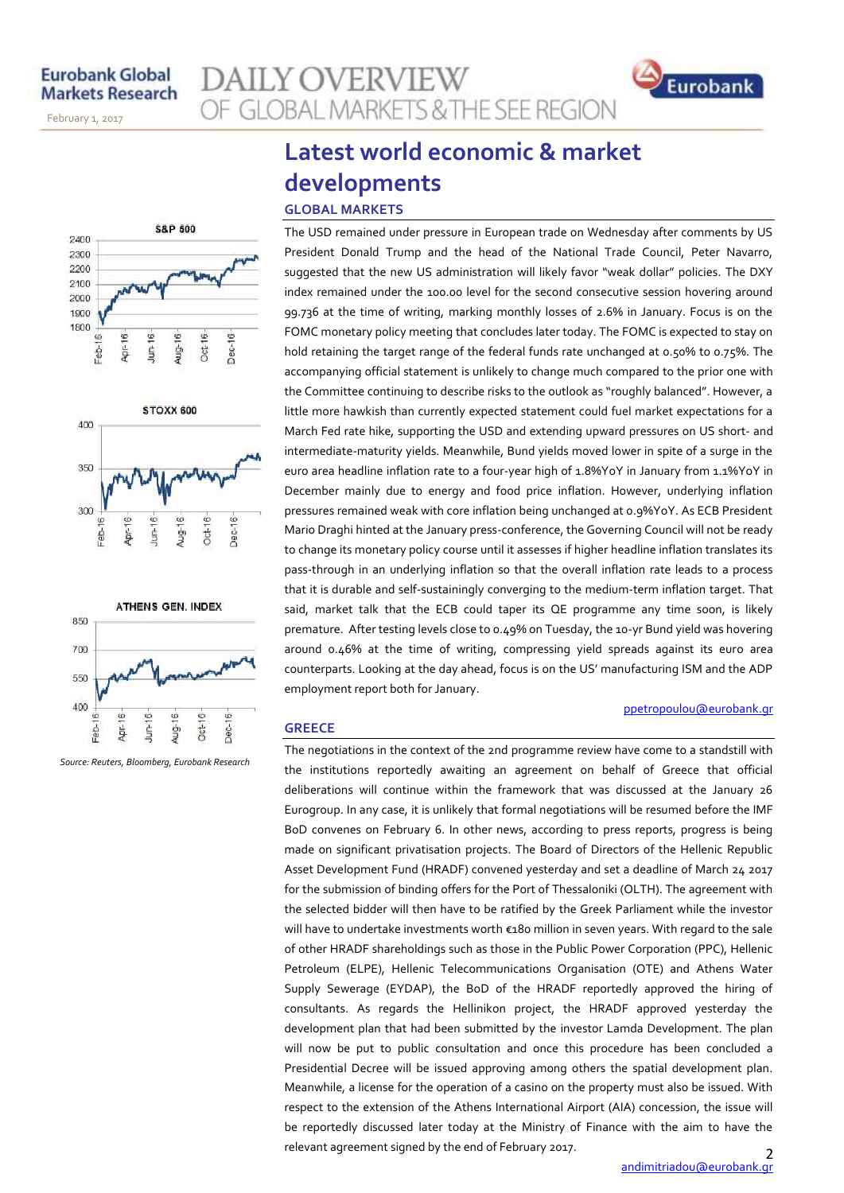# Latest world economic & market developments

## GLOBAL MARKETS

The USD remained under pressure in European trade on Wednesday after comments by US President Donald Trump and the head of the National Trade Council, Peter Navarro, suggested that the new US administration will likely favor "weak dollar" policies. The DXY index remained under the 100.00 level for the second consecutive session hovering around 99.736 at the time of writing, marking monthly losses of 2.6% in January. Focus is on the FOMC monetary policy meeting that concludes later today. The FOMC is expected to stay on hold retaining the target range of the federal funds rate unchanged at 0.50% to 0.75%. The accompanying official statement is unlikely to change much compared to the prior one with the Committee continuing to describe risks to the outlook as "roughly balanced". However, a little more hawkish than currently expected statement could fuel market expectations for a March Fed rate hike, supporting the USD and extending upward pressures on US short- and intermediate-maturity yields. Meanwhile, Bund yields moved lower in spite of a surge in the euro area headline inflation rate to a four-year high of 1.8%YoY in January from 1.1%YoY in December mainly due to energy and food price inflation. However, underlying inflation pressures remained weak with core inflation being unchanged at 0.9%YoY. As ECB President Mario Draghi hinted at the January press-conference, the Governing Council will not be ready to change its monetary policy course until it assesses if higher headline inflation translates its pass-through in an underlying inflation so that the overall inflation rate leads to a process that it is durable and self-sustainingly converging to the medium-term inflation target. That said, market talk that the ECB could taper its QE programme any time soon, is likely premature. After testing levels close to 0.49% on Tuesday, the 10-yr Bund yield was hovering around 0.46% at the time of writing, compressing yield spreads against its euro area counterparts. Looking at the day ahead, focus is on the US' manufacturing ISM and the ADP employment report both for January.

ppetropoulou@eurobank.gr

## GREECE

The negotiations in the context of the 2nd programme review have come to a standstill with the institutions reportedly awaiting an agreement on behalf of Greece that official deliberations will continue within the framework that was discussed at the January 26 Eurogroup. In any case, it is unlikely that formal negotiations will be resumed before the IMF BoD convenes on February 6. In other news, according to press reports, progress is being made on significant privatisation projects. The Board of Directors of the Hellenic Republic Asset Development Fund (HRADF) convened yesterday and set a deadline of March 24 2017 for the submission of binding offers for the Port of Thessaloniki (OLTH). The agreement with the selected bidder will then have to be ratified by the Greek Parliament while the investor will have to undertake investments worth €180 million in seven years. With regard to the sale of other HRADF shareholdings such as those in the Public Power Corporation (PPC), Hellenic Petroleum (ELPE), Hellenic Telecommunications Organisation (OTE) and Athens Water Supply Sewerage (EYDAP), the BoD of the HRADF reportedly approved the hiring of consultants. As regards the Hellinikon project, the HRADF approved yesterday the development plan that had been submitted by the investor Lamda Development. The plan will now be put to public consultation and once this procedure has been concluded a Presidential Decree will be issued approving among others the spatial development plan. Meanwhile, a license for the operation of a casino on the property must also be issued. With respect to the extension of the Athens International Airport (AIA) concession, the issue will be reportedly discussed later today at the Ministry of Finance with the aim to have the relevant agreement signed by the end of February 2017.

andimitriadou@eurobank.gr

S&P 500 | STOXX 600 | ATHENS GEN. INDEX

*Source: Reuters, Bloomberg, Eurobank Research*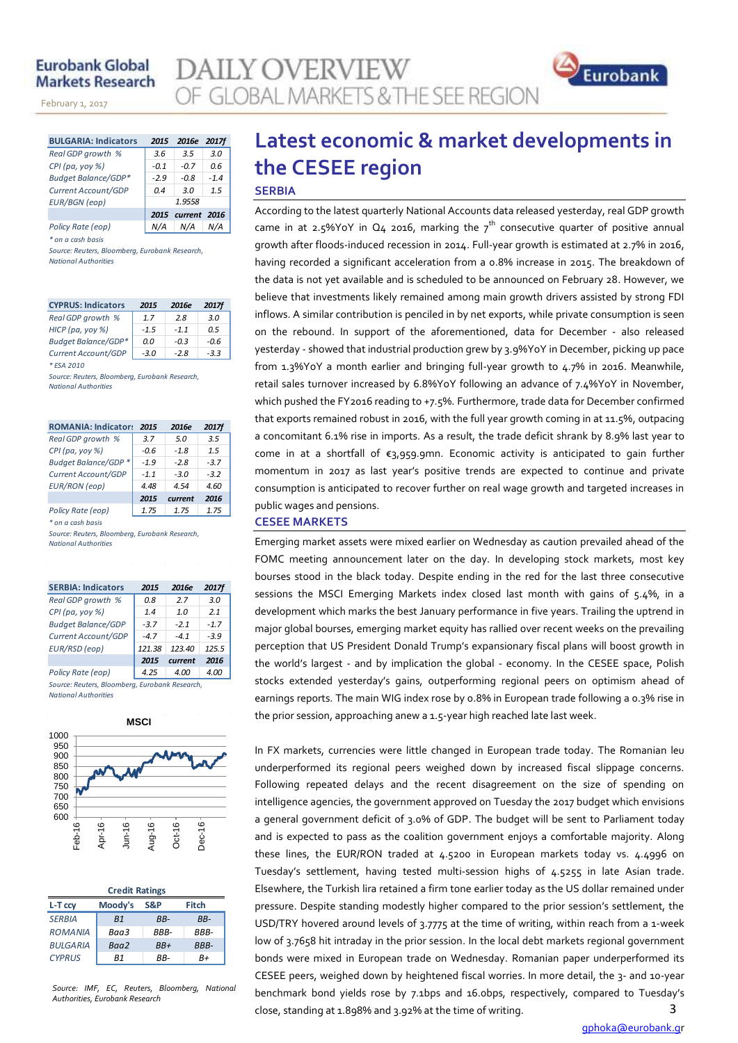# Latest economic & market developments in the CESEE region

## SERBIA

According to the latest quarterly National Accounts data released yesterday, real GDP growth came in at 2.5%YoY in Q4 2016, marking the 7th consecutive quarter of positive annual growth after floods-induced recession in 2014. Full-year growth is estimated at 2.7% in 2016, having recorded a significant acceleration from a 0.8% increase in 2015. The breakdown of the data is not yet available and is scheduled to be announced on February 28. However, we believe that investments likely remained among main growth drivers assisted by strong FDI inflows. A similar contribution is penciled in by net exports, while private consumption is seen on the rebound. In support of the aforementioned, data for December - also released yesterday - showed that industrial production grew by 3.9%YoY in December, picking up pace from 1.3%YoY a month earlier and bringing full-year growth to 4.7% in 2016. Meanwhile, retail sales turnover increased by 6.8%YoY following an advance of 7.4%YoY in November, which pushed the FY2016 reading to +7.5%. Furthermore, trade data for December confirmed that exports remained robust in 2016, with the full year growth coming in at 11.5%, outpacing a concomitant 6.1% rise in imports. As a result, the trade deficit shrank by 8.9% last year to come in at a shortfall of €3,959.9mn. Economic activity is anticipated to gain further momentum in 2017 as last year's positive trends are expected to continue and private consumption is anticipated to recover further on real wage growth and targeted increases in public wages and pensions.

## CESEE MARKETS

Emerging market assets were mixed earlier on Wednesday as caution prevailed ahead of the FOMC meeting announcement later on the day. In developing stock markets, most key bourses stood in the black today. Despite ending in the red for the last three consecutive sessions the MSCI Emerging Markets index closed last month with gains of 5.4%, in a development which marks the best January performance in five years. Trailing the uptrend in major global bourses, emerging market equity has rallied over recent weeks on the prevailing perception that US President Donald Trump's expansionary fiscal plans will boost growth in the world's largest - and by implication the global - economy. In the CESEE space, Polish stocks extended yesterday's gains, outperforming regional peers on optimism ahead of earnings reports. The main WIG index rose by 0.8% in European trade following a 0.3% rise in the prior session, approaching anew a 1.5-year high reached late last week.

In FX markets, currencies were little changed in European trade today. The Romanian leu underperformed its regional peers weighed down by increased fiscal slippage concerns. Following repeated delays and the recent disagreement on the size of spending on intelligence agencies, the government approved on Tuesday the 2017 budget which envisions a general government deficit of 3.0% of GDP. The budget will be sent to Parliament today and is expected to pass as the coalition government enjoys a comfortable majority. Along these lines, the EUR/RON traded at 4.5200 in European markets today vs. 4.4996 on Tuesday's settlement, having tested multi-session highs of 4.5255 in late Asian trade. Elsewhere, the Turkish lira retained a firm tone earlier today as the US dollar remained under pressure. Despite standing modestly higher compared to the prior session's settlement, the USD/TRY hovered around levels of 3.7775 at the time of writing, within reach from a 1-week low of 3.7658 hit intraday in the prior session. In the local debt markets regional government bonds were mixed in European trade on Wednesday. Romanian paper underperformed its CESEE peers, weighed down by heightened fiscal worries. In more detail, the 3- and 10-year benchmark bond yields rose by 7.1bps and 16.0bps, respectively, compared to Tuesday's close, standing at 1.898% and 3.92% at the time of writing.

| BULGARIA: Indicators | 2015 | 2016e | 2017f |
|---|---|---|---|
| Real GDP growth % | 3.6 | 3.5 | 3.0 |
| CPI (pa, yoy %) | -0.1 | -0.7 | 0.6 |
| Budget Balance/GDP* | -2.9 | -0.8 | -1.4 |
| Current Account/GDP | 0.4 | 3.0 | 1.5 |
| EUR/BGN (eop) | 1.9558 | | |
| | 2015 | current | 2016 |
| Policy Rate (eop) | N/A | N/A | N/A |

\* on a cash basis

Source: Reuters, Bloomberg, Eurobank Research, National Authorities

| CYPRUS: Indicators | 2015 | 2016e | 2017f |
|---|---|---|---|
| Real GDP growth % | 1.7 | 2.8 | 3.0 |
| HICP (pa, yoy %) | -1.5 | -1.1 | 0.5 |
| Budget Balance/GDP* | 0.0 | -0.3 | -0.6 |
| Current Account/GDP | -3.0 | -2.8 | -3.3 |

\* ESA 2010

Source: Reuters, Bloomberg, Eurobank Research, National Authorities

| ROMANIA: Indicators | 2015 | 2016e | 2017f |
|---|---|---|---|
| Real GDP growth % | 3.7 | 5.0 | 3.5 |
| CPI (pa, yoy %) | -0.6 | -1.8 | 1.5 |
| Budget Balance/GDP * | -1.9 | -2.8 | -3.7 |
| Current Account/GDP | -1.1 | -3.0 | -3.2 |
| EUR/RON (eop) | 4.48 | 4.54 | 4.60 |
| | 2015 | current | 2016 |
| Policy Rate (eop) | 1.75 | 1.75 | 1.75 |

\* on a cash basis

Source: Reuters, Bloomberg, Eurobank Research, National Authorities

| SERBIA: Indicators | 2015 | 2016e | 2017f |
|---|---|---|---|
| Real GDP growth % | 0.8 | 2.7 | 3.0 |
| CPI (pa, yoy %) | 1.4 | 1.0 | 2.1 |
| Budget Balance/GDP | -3.7 | -2.1 | -1.7 |
| Current Account/GDP | -4.7 | -4.1 | -3.9 |
| EUR/RSD (eop) | 121.38 | 123.40 | 125.5 |
| | 2015 | current | 2016 |
| Policy Rate (eop) | 4.25 | 4.00 | 4.00 |

Source: Reuters, Bloomberg, Eurobank Research, National Authorities

MSCI

| Credit Ratings | | | |
|---|---|---|---|
| L-T ccy | Moody's | S&P | Fitch |
| SERBIA | B1 | BB- | BB- |
| ROMANIA | Baa3 | BBB- | BBB- |
| BULGARIA | Baa2 | BB+ | BBB- |
| CYPRUS | B1 | BB- | B+ |

Source: IMF, EC, Reuters, Bloomberg, National Authorities, Eurobank Research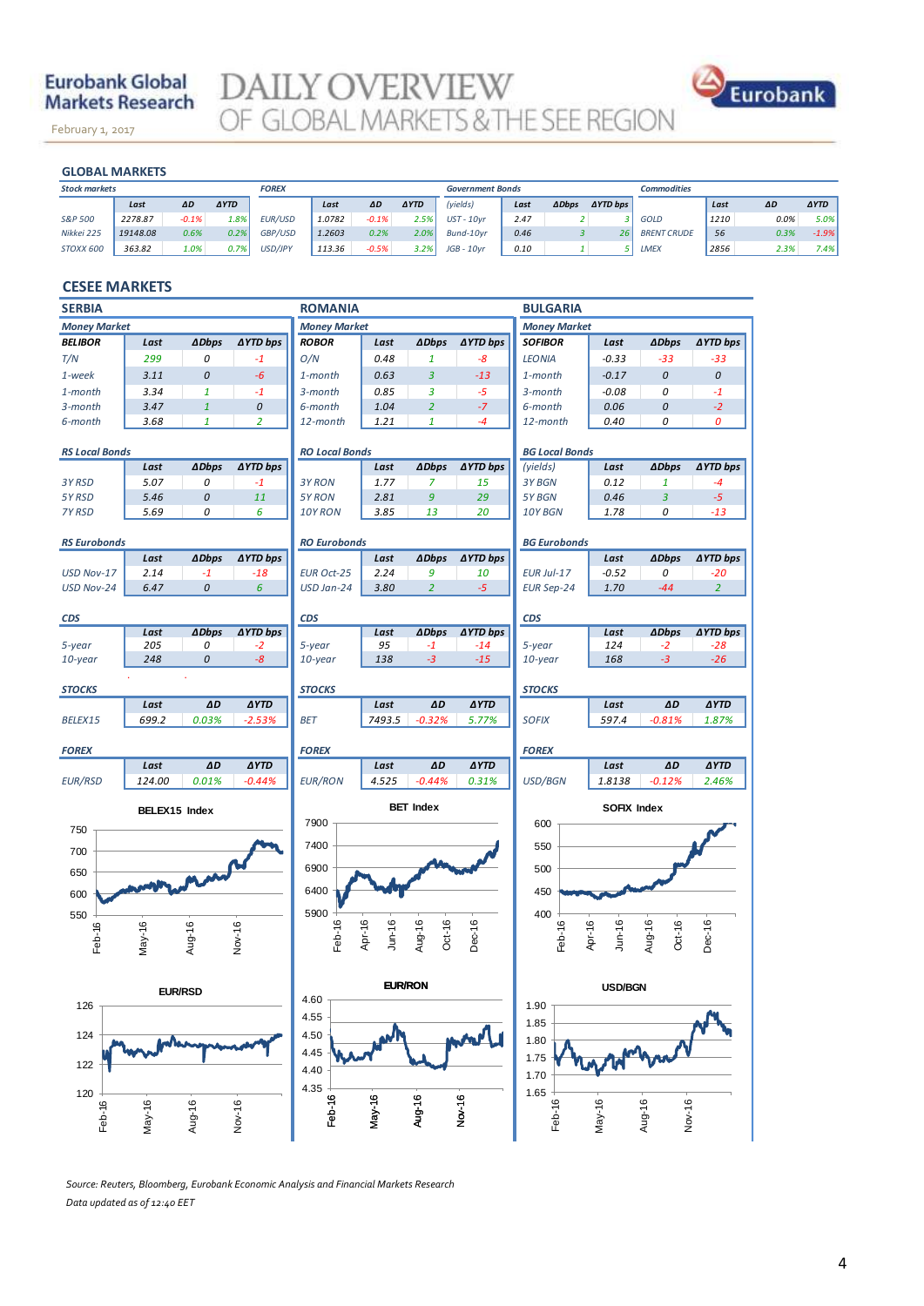Eurobank Global Markets Research

February 1, 2017

# DAILY OVERVIEW OF GLOBAL MARKETS & THE SEE REGION

## GLOBAL MARKETS

| Stock markets | Last | ΔD | ΔYTD | FOREX | Last | ΔD | ΔYTD | Government Bonds (yields) | Last | ΔDbps | ΔYTD bps | Commodities | Last | ΔD | ΔYTD |
|---|---|---|---|---|---|---|---|---|---|---|---|---|---|---|---|
| S&P 500 | 2278.87 | -0.1% | 1.8% | EUR/USD | 1.0782 | -0.1% | 2.5% | UST - 10yr | 2.47 | 2 | 3 | GOLD | 1210 | 0.0% | 5.0% |
| Nikkei 225 | 19148.08 | 0.6% | 0.2% | GBP/USD | 1.2603 | 0.2% | 2.0% | Bund-10yr | 0.46 | 3 | 26 | BRENT CRUDE | 56 | 0.3% | -1.9% |
| STOXX 600 | 363.82 | 1.0% | 0.7% | USD/JPY | 113.36 | -0.5% | 3.2% | JGB - 10yr | 0.10 | 1 | 5 | LMEX | 2856 | 2.3% | 7.4% |

## CESEE MARKETS

### SERBIA

**Money Market**

| BELIBOR | Last | ΔDbps | ΔYTD bps |
|---|---|---|---|
| T/N | 299 | 0 | -1 |
| 1-week | 3.11 | 0 | -6 |
| 1-month | 3.34 | 1 | -1 |
| 3-month | 3.47 | 1 | 0 |
| 6-month | 3.68 | 1 | 2 |

**RS Local Bonds**

| | Last | ΔDbps | ΔYTD bps |
|---|---|---|---|
| 3Y RSD | 5.07 | 0 | -1 |
| 5Y RSD | 5.46 | 0 | 11 |
| 7Y RSD | 5.69 | 0 | 6 |

**RS Eurobonds**

| | Last | ΔDbps | ΔYTD bps |
|---|---|---|---|
| USD Nov-17 | 2.14 | -1 | -18 |
| USD Nov-24 | 6.47 | 0 | 6 |

**CDS**

| | Last | ΔDbps | ΔYTD bps |
|---|---|---|---|
| 5-year | 205 | 0 | -2 |
| 10-year | 248 | 0 | -8 |

**STOCKS**

| | Last | ΔD | ΔYTD |
|---|---|---|---|
| BELEX15 | 699.2 | 0.03% | -2.53% |

**FOREX**

| | Last | ΔD | ΔYTD |
|---|---|---|---|
| EUR/RSD | 124.00 | 0.01% | -0.44% |

### ROMANIA

**Money Market**

| ROBOR | Last | ΔDbps | ΔYTD bps |
|---|---|---|---|
| O/N | 0.48 | 1 | -8 |
| 1-month | 0.63 | 3 | -13 |
| 3-month | 0.85 | 3 | -5 |
| 6-month | 1.04 | 2 | -7 |
| 12-month | 1.21 | 1 | -4 |

**RO Local Bonds**

| | Last | ΔDbps | ΔYTD bps |
|---|---|---|---|
| 3Y RON | 1.77 | 7 | 15 |
| 5Y RON | 2.81 | 9 | 29 |
| 10Y RON | 3.85 | 13 | 20 |

**RO Eurobonds**

| | Last | ΔDbps | ΔYTD bps |
|---|---|---|---|
| EUR Oct-25 | 2.24 | 9 | 10 |
| USD Jan-24 | 3.80 | 2 | -5 |

**CDS**

| | Last | ΔDbps | ΔYTD bps |
|---|---|---|---|
| 5-year | 95 | -1 | -14 |
| 10-year | 138 | -3 | -15 |

**STOCKS**

| | Last | ΔD | ΔYTD |
|---|---|---|---|
| BET | 7493.5 | -0.32% | 5.77% |

**FOREX**

| | Last | ΔD | ΔYTD |
|---|---|---|---|
| EUR/RON | 4.525 | -0.44% | 0.31% |

### BULGARIA

**Money Market**

| SOFIBOR | Last | ΔDbps | ΔYTD bps |
|---|---|---|---|
| LEONIA | -0.33 | -33 | -33 |
| 1-month | -0.17 | 0 | 0 |
| 3-month | -0.08 | 0 | -1 |
| 6-month | 0.06 | 0 | -2 |
| 12-month | 0.40 | 0 | 0 |

**BG Local Bonds**

| (yields) | Last | ΔDbps | ΔYTD bps |
|---|---|---|---|
| 3Y BGN | 0.12 | 1 | -4 |
| 5Y BGN | 0.46 | 3 | -5 |
| 10Y BGN | 1.78 | 0 | -13 |

**BG Eurobonds**

| | Last | ΔDbps | ΔYTD bps |
|---|---|---|---|
| EUR Jul-17 | -0.52 | 0 | -20 |
| EUR Sep-24 | 1.70 | -44 | 2 |

**CDS**

| | Last | ΔDbps | ΔYTD bps |
|---|---|---|---|
| 5-year | 124 | -2 | -28 |
| 10-year | 168 | -3 | -26 |

**STOCKS**

| | Last | ΔD | ΔYTD |
|---|---|---|---|
| SOFIX | 597.4 | -0.81% | 1.87% |

**FOREX**

| | Last | ΔD | ΔYTD |
|---|---|---|---|
| USD/BGN | 1.8138 | -0.12% | 2.46% |

BELEX15 Index

BET Index

SOFIX Index

EUR/RSD

EUR/RON

USD/BGN

*Source: Reuters, Bloomberg, Eurobank Economic Analysis and Financial Markets Research*

*Data updated as of 12:40 EET*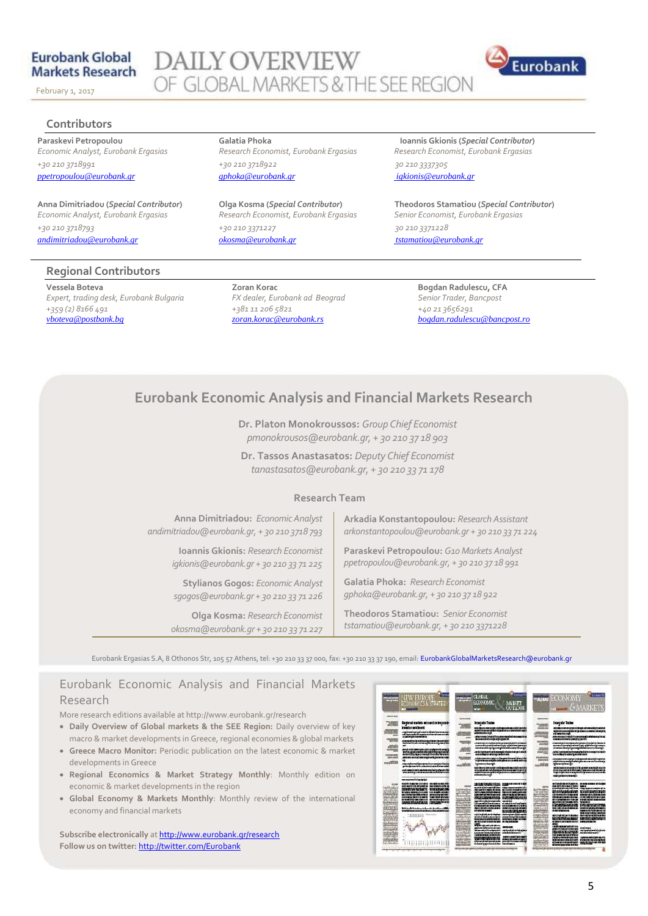## Contributors

**Paraskevi Petropoulou**
*Economic Analyst, Eurobank Ergasias*
*+30 210 3718991*
ppetropoulou@eurobank.gr

**Galatia Phoka**
*Research Economist, Eurobank Ergasias*
*+30 210 3718922*
gphoka@eurobank.gr

**Ioannis Gkionis (*Special Contributor*)**
*Research Economist, Eurobank Ergasias*
*30 210 3337305*
igkionis@eurobank.gr

**Anna Dimitriadou (*Special Contributor*)**
*Economic Analyst, Eurobank Ergasias*
*+30 210 3718793*
andimitriadou@eurobank.gr

**Olga Kosma (*Special Contributor*)**
*Research Economist, Eurobank Ergasias*
*+30 210 3371227*
okosma@eurobank.gr

**Theodoros Stamatiou (*Special Contributor*)**
*Senior Economist, Eurobank Ergasias*
*30 210 3371228*
tstamatiou@eurobank.gr

## Regional Contributors

**Vessela Boteva**
*Expert, trading desk, Eurobank Bulgaria*
*+359 (2) 8166 491*
vboteva@postbank.bg

**Zoran Korac**
*FX dealer, Eurobank ad Beograd*
*+381 11 206 5821*
zoran.korac@eurobank.rs

**Bogdan Radulescu, CFA**
*Senior Trader, Bancpost*
*+40 21 3656291*
bogdan.radulescu@bancpost.ro

## Eurobank Economic Analysis and Financial Markets Research

**Dr. Platon Monokroussos:** *Group Chief Economist*
*pmonokrousos@eurobank.gr, + 30 210 37 18 903*

**Dr. Tassos Anastasatos:** *Deputy Chief Economist*
*tanastasatos@eurobank.gr, + 30 210 33 71 178*

### Research Team

**Anna Dimitriadou:** *Economic Analyst*
*andimitriadou@eurobank.gr, + 30 210 3718 793*

**Ioannis Gkionis:** *Research Economist*
*igkionis@eurobank.gr + 30 210 33 71 225*

**Stylianos Gogos:** *Economic Analyst*
*sgogos@eurobank.gr + 30 210 33 71 226*

**Olga Kosma:** *Research Economist*
*okosma@eurobank.gr + 30 210 33 71 227*

**Arkadia Konstantopoulou:** *Research Assistant*
*arkonstantopoulou@eurobank.gr + 30 210 33 71 224*

**Paraskevi Petropoulou:** *G10 Markets Analyst*
*ppetropoulou@eurobank.gr, + 30 210 37 18 991*

**Galatia Phoka:** *Research Economist*
*gphoka@eurobank.gr, + 30 210 37 18 922*

**Theodoros Stamatiou:** *Senior Economist*
*tstamatiou@eurobank.gr, + 30 210 3371228*

Eurobank Ergasias S.A, 8 Othonos Str, 105 57 Athens, tel: +30 210 33 37 000, fax: +30 210 33 37 190, email: EurobankGlobalMarketsResearch@eurobank.gr

## Eurobank Economic Analysis and Financial Markets Research

More research editions available at http://www.eurobank.gr/research

- **Daily Overview of Global markets & the SEE Region:** Daily overview of key macro & market developments in Greece, regional economies & global markets
- **Greece Macro Monitor:** Periodic publication on the latest economic & market developments in Greece
- **Regional Economics & Market Strategy Monthly**: Monthly edition on economic & market developments in the region
- **Global Economy & Markets Monthly**: Monthly review of the international economy and financial markets

**Subscribe electronically** at http://www.eurobank.gr/research
**Follow us on twitter:** http://twitter.com/Eurobank